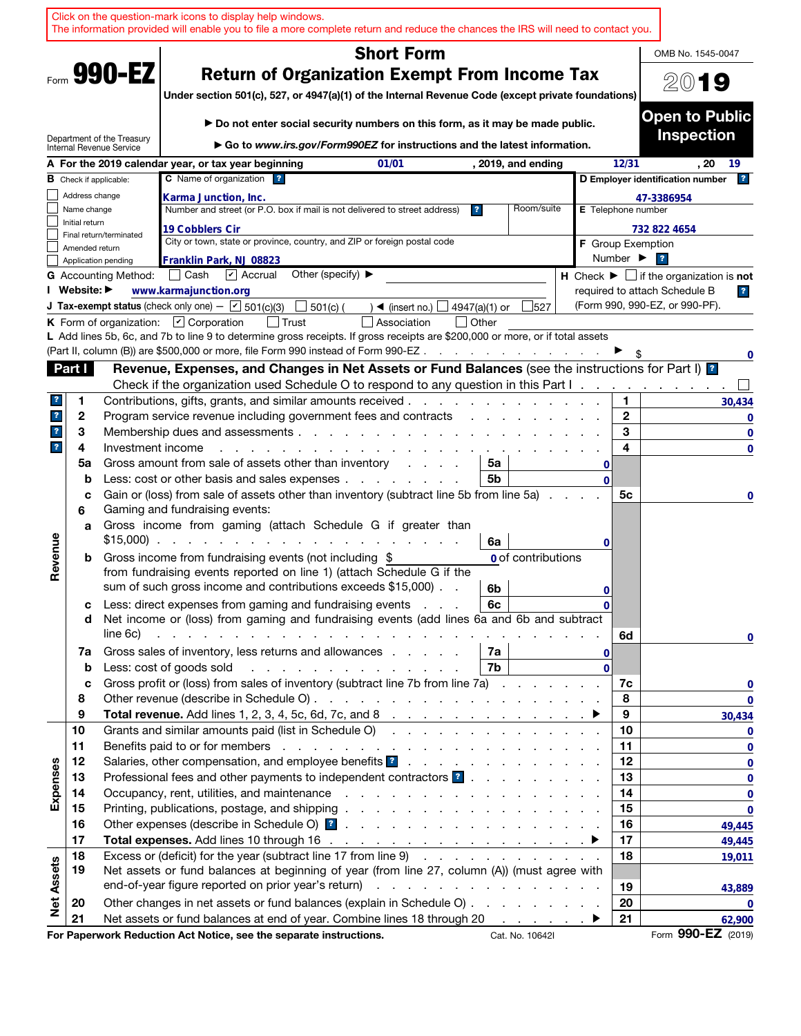Click on the question-mark icons to display help windows.
The information provided will enable you to file a more complete return and reduce the chances the IRS will need to contact you.

Form **990-EZ**

Department of the Treasury
Internal Revenue Service

# Short Form
## Return of Organization Exempt From Income Tax

**Under section 501(c), 527, or 4947(a)(1) of the Internal Revenue Code (except private foundations)**

▶ **Do not enter social security numbers on this form, as it may be made public.**

▶ **Go to *www.irs.gov/Form990EZ* for instructions and the latest information.**

OMB No. 1545-0047

**2019**

**Open to Public Inspection**

**A** For the 2019 calendar year, or tax year beginning 01/01 , 2019, and ending 12/31 , 20 19

**B** Check if applicable:
- ☐ Address change
- ☐ Name change
- ☐ Initial return
- ☐ Final return/terminated
- ☐ Amended return
- ☐ Application pending

**C** Name of organization: Karma Junction, Inc.
Number and street (or P.O. box if mail is not delivered to street address): 19 Cobblers Cir  Room/suite:
City or town, state or province, country, and ZIP or foreign postal code: Franklin Park, NJ 08823

**D** Employer identification number: 47-3386954
**E** Telephone number: 732 822 4654
**F** Group Exemption Number ▶

**G** Accounting Method: ☐ Cash ☑ Accrual Other (specify) ▶
**I** Website: ▶ www.karmajunction.org
**J** Tax-exempt status (check only one) — ☑ 501(c)(3) ☐ 501(c) ( ) ◀ (insert no.) ☐ 4947(a)(1) or ☐ 527

**H** Check ▶ ☐ if the organization is **not** required to attach Schedule B (Form 990, 990-EZ, or 990-PF).

**K** Form of organization: ☑ Corporation ☐ Trust ☐ Association ☐ Other

**L** Add lines 5b, 6c, and 7b to line 9 to determine gross receipts. If gross receipts are $200,000 or more, or if total assets (Part II, column (B)) are $500,000 or more, file Form 990 instead of Form 990-EZ . . . ▶ $ 0

## Part I — Revenue, Expenses, and Changes in Net Assets or Fund Balances (see the instructions for Part I)

Check if the organization used Schedule O to respond to any question in this Part I ☐

| Section | Line | Description | Sub-line | Sub-amount | Line | Amount |
|---|---|---|---|---|---|---|
| Revenue | 1 | Contributions, gifts, grants, and similar amounts received | | | 1 | 30,434 |
| | 2 | Program service revenue including government fees and contracts | | | 2 | 0 |
| | 3 | Membership dues and assessments | | | 3 | 0 |
| | 4 | Investment income | | | 4 | 0 |
| | 5a | Gross amount from sale of assets other than inventory | 5a | 0 | | |
| | b | Less: cost or other basis and sales expenses | 5b | 0 | | |
| | c | Gain or (loss) from sale of assets other than inventory (subtract line 5b from line 5a) | | | 5c | 0 |
| | 6 | Gaming and fundraising events: | | | | |
| | a | Gross income from gaming (attach Schedule G if greater than $15,000) | 6a | 0 | | |
| | b | Gross income from fundraising events (not including $ 0 of contributions from fundraising events reported on line 1) (attach Schedule G if the sum of such gross income and contributions exceeds $15,000) | 6b | 0 | | |
| | c | Less: direct expenses from gaming and fundraising events | 6c | 0 | | |
| | d | Net income or (loss) from gaming and fundraising events (add lines 6a and 6b and subtract line 6c) | | | 6d | 0 |
| | 7a | Gross sales of inventory, less returns and allowances | 7a | 0 | | |
| | b | Less: cost of goods sold | 7b | 0 | | |
| | c | Gross profit or (loss) from sales of inventory (subtract line 7b from line 7a) | | | 7c | 0 |
| | 8 | Other revenue (describe in Schedule O) | | | 8 | 0 |
| | 9 | **Total revenue.** Add lines 1, 2, 3, 4, 5c, 6d, 7c, and 8 ▶ | | | 9 | 30,434 |
| Expenses | 10 | Grants and similar amounts paid (list in Schedule O) | | | 10 | 0 |
| | 11 | Benefits paid to or for members | | | 11 | 0 |
| | 12 | Salaries, other compensation, and employee benefits | | | 12 | 0 |
| | 13 | Professional fees and other payments to independent contractors | | | 13 | 0 |
| | 14 | Occupancy, rent, utilities, and maintenance | | | 14 | 0 |
| | 15 | Printing, publications, postage, and shipping | | | 15 | 0 |
| | 16 | Other expenses (describe in Schedule O) | | | 16 | 49,445 |
| | 17 | **Total expenses.** Add lines 10 through 16 ▶ | | | 17 | 49,445 |
| Net Assets | 18 | Excess or (deficit) for the year (subtract line 17 from line 9) | | | 18 | 19,011 |
| | 19 | Net assets or fund balances at beginning of year (from line 27, column (A)) (must agree with end-of-year figure reported on prior year's return) | | | 19 | 43,889 |
| | 20 | Other changes in net assets or fund balances (explain in Schedule O) | | | 20 | 0 |
| | 21 | Net assets or fund balances at end of year. Combine lines 18 through 20 ▶ | | | 21 | 62,900 |

**For Paperwork Reduction Act Notice, see the separate instructions.** Cat. No. 10642I Form **990-EZ** (2019)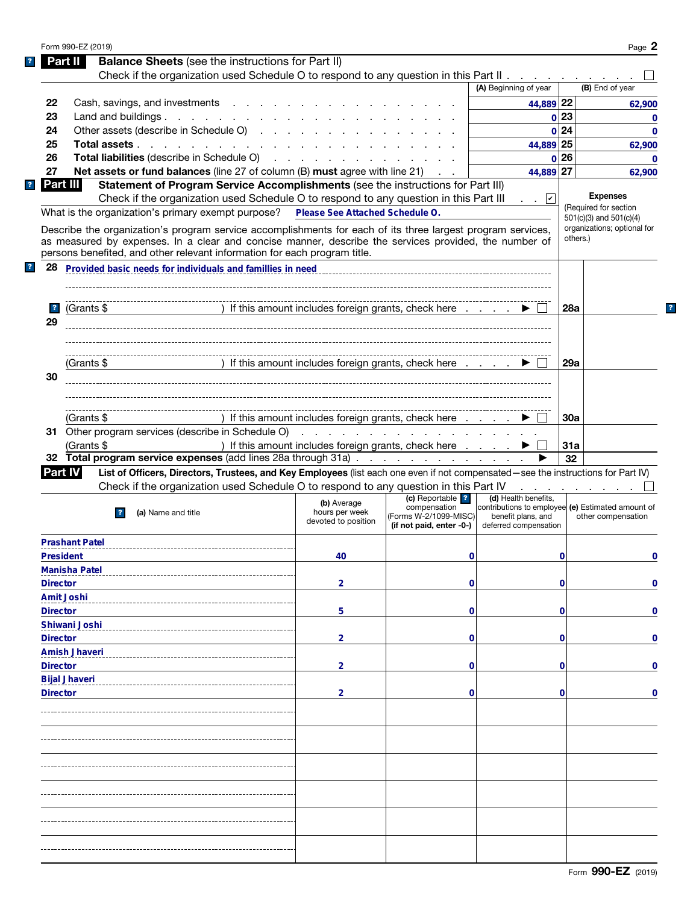Form 990-EZ (2019) Page **2**

## Part II — Balance Sheets (see the instructions for Part II)

Check if the organization used Schedule O to respond to any question in this Part II . . . . . . . . . . ☐

| | | (A) Beginning of year | | (B) End of year |
|---|---|---|---|---|
| 22 | Cash, savings, and investments | 44,889 | 22 | 62,900 |
| 23 | Land and buildings | 0 | 23 | 0 |
| 24 | Other assets (describe in Schedule O) | 0 | 24 | 0 |
| 25 | **Total assets** | 44,889 | 25 | 62,900 |
| 26 | **Total liabilities** (describe in Schedule O) | 0 | 26 | 0 |
| 27 | **Net assets or fund balances** (line 27 of column (B) **must** agree with line 21) | 44,889 | 27 | 62,900 |

## Part III — Statement of Program Service Accomplishments (see the instructions for Part III)

Check if the organization used Schedule O to respond to any question in this Part III . . ☑

**Expenses** (Required for section 501(c)(3) and 501(c)(4) organizations; optional for others.)

What is the organization's primary exempt purpose? **Please See Attached Schedule O.**

Describe the organization's program service accomplishments for each of its three largest program services, as measured by expenses. In a clear and concise manner, describe the services provided, the number of persons benefited, and other relevant information for each program title.

| | | | |
|---|---|---|---|
| 28 | Provided basic needs for individuals and famillies in need<br>(Grants $ ) If this amount includes foreign grants, check here . . . . ▶ ☐ | 28a | |
| 29 | <br>(Grants $ ) If this amount includes foreign grants, check here . . . . ▶ ☐ | 29a | |
| 30 | <br>(Grants $ ) If this amount includes foreign grants, check here . . . . ▶ ☐ | 30a | |
| 31 | Other program services (describe in Schedule O)<br>(Grants $ ) If this amount includes foreign grants, check here . . . . ▶ ☐ | 31a | |
| 32 | **Total program service expenses** (add lines 28a through 31a) . . . . ▶ | 32 | |

## Part IV — List of Officers, Directors, Trustees, and Key Employees (list each one even if not compensated—see the instructions for Part IV)

Check if the organization used Schedule O to respond to any question in this Part IV . . . . . . . . ☐

| (a) Name and title | (b) Average hours per week devoted to position | (c) Reportable compensation (Forms W-2/1099-MISC) (if not paid, enter -0-) | (d) Health benefits, contributions to employee benefit plans, and deferred compensation | (e) Estimated amount of other compensation |
|---|---|---|---|---|
| Prashant Patel<br>President | 40 | 0 | 0 | 0 |
| Manisha Patel<br>Director | 2 | 0 | 0 | 0 |
| Amit Joshi<br>Director | 5 | 0 | 0 | 0 |
| Shiwani Joshi<br>Director | 2 | 0 | 0 | 0 |
| Amish Jhaveri<br>Director | 2 | 0 | 0 | 0 |
| Bijal Jhaveri<br>Director | 2 | 0 | 0 | 0 |
| | | | | |
| | | | | |
| | | | | |
| | | | | |
| | | | | |
| | | | | |

Form **990-EZ** (2019)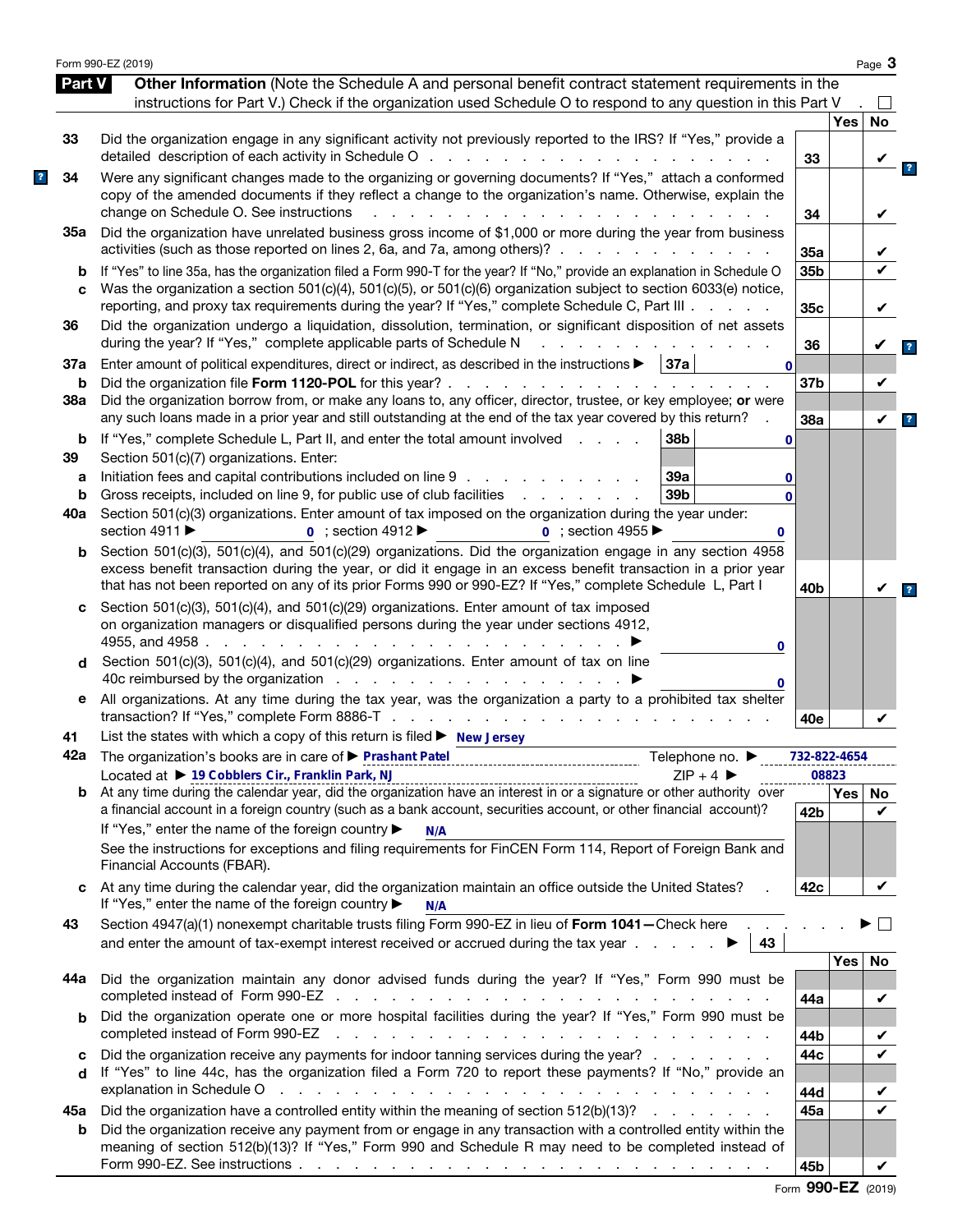Form 990-EZ (2019) Page **3**

## Part V Other Information

(Note the Schedule A and personal benefit contract statement requirements in the instructions for Part V.) Check if the organization used Schedule O to respond to any question in this Part V . ☐

| | | Line | Yes | No |
|---|---|---|---|---|
| 33 | Did the organization engage in any significant activity not previously reported to the IRS? If "Yes," provide a detailed description of each activity in Schedule O | 33 | | ✔ |
| 34 | Were any significant changes made to the organizing or governing documents? If "Yes," attach a conformed copy of the amended documents if they reflect a change to the organization's name. Otherwise, explain the change on Schedule O. See instructions | 34 | | ✔ |
| 35a | Did the organization have unrelated business gross income of $1,000 or more during the year from business activities (such as those reported on lines 2, 6a, and 7a, among others)? | 35a | | ✔ |
| b | If "Yes" to line 35a, has the organization filed a Form 990-T for the year? If "No," provide an explanation in Schedule O | 35b | | ✔ |
| c | Was the organization a section 501(c)(4), 501(c)(5), or 501(c)(6) organization subject to section 6033(e) notice, reporting, and proxy tax requirements during the year? If "Yes," complete Schedule C, Part III | 35c | | ✔ |
| 36 | Did the organization undergo a liquidation, dissolution, termination, or significant disposition of net assets during the year? If "Yes," complete applicable parts of Schedule N | 36 | | ✔ |
| 37a | Enter amount of political expenditures, direct or indirect, as described in the instructions ▶ 37a: 0 | | | |
| b | Did the organization file **Form 1120-POL** for this year? | 37b | | ✔ |
| 38a | Did the organization borrow from, or make any loans to, any officer, director, trustee, or key employee; **or** were any such loans made in a prior year and still outstanding at the end of the tax year covered by this return? | 38a | | ✔ |
| b | If "Yes," complete Schedule L, Part II, and enter the total amount involved — 38b: 0 | | | |
| 39 | Section 501(c)(7) organizations. Enter: | | | |
| a | Initiation fees and capital contributions included on line 9 — 39a: 0 | | | |
| b | Gross receipts, included on line 9, for public use of club facilities — 39b: 0 | | | |
| 40a | Section 501(c)(3) organizations. Enter amount of tax imposed on the organization during the year under: section 4911 ▶ 0 ; section 4912 ▶ 0 ; section 4955 ▶ 0 | | | |
| b | Section 501(c)(3), 501(c)(4), and 501(c)(29) organizations. Did the organization engage in any section 4958 excess benefit transaction during the year, or did it engage in an excess benefit transaction in a prior year that has not been reported on any of its prior Forms 990 or 990-EZ? If "Yes," complete Schedule L, Part I | 40b | | ✔ |
| c | Section 501(c)(3), 501(c)(4), and 501(c)(29) organizations. Enter amount of tax imposed on organization managers or disqualified persons during the year under sections 4912, 4955, and 4958 ▶ 0 | | | |
| d | Section 501(c)(3), 501(c)(4), and 501(c)(29) organizations. Enter amount of tax on line 40c reimbursed by the organization ▶ 0 | | | |
| e | All organizations. At any time during the tax year, was the organization a party to a prohibited tax shelter transaction? If "Yes," complete Form 8886-T | 40e | | ✔ |
| 41 | List the states with which a copy of this return is filed ▶ New Jersey | | | |
| 42a | The organization's books are in care of ▶ Prashant Patel Telephone no. ▶ 732-822-4654 Located at ▶ 19 Cobblers Cir., Franklin Park, NJ ZIP + 4 ▶ 08823 | | | |
| b | At any time during the calendar year, did the organization have an interest in or a signature or other authority over a financial account in a foreign country (such as a bank account, securities account, or other financial account)? If "Yes," enter the name of the foreign country ▶ N/A See the instructions for exceptions and filing requirements for FinCEN Form 114, Report of Foreign Bank and Financial Accounts (FBAR). | 42b | | ✔ |
| c | At any time during the calendar year, did the organization maintain an office outside the United States? If "Yes," enter the name of the foreign country ▶ N/A | 42c | | ✔ |
| 43 | Section 4947(a)(1) nonexempt charitable trusts filing Form 990-EZ in lieu of **Form 1041**—Check here ▶ ☐ and enter the amount of tax-exempt interest received or accrued during the tax year ▶ 43 | | | |
| 44a | Did the organization maintain any donor advised funds during the year? If "Yes," Form 990 must be completed instead of Form 990-EZ | 44a | | ✔ |
| b | Did the organization operate one or more hospital facilities during the year? If "Yes," Form 990 must be completed instead of Form 990-EZ | 44b | | ✔ |
| c | Did the organization receive any payments for indoor tanning services during the year? | 44c | | ✔ |
| d | If "Yes" to line 44c, has the organization filed a Form 720 to report these payments? If "No," provide an explanation in Schedule O | 44d | | ✔ |
| 45a | Did the organization have a controlled entity within the meaning of section 512(b)(13)? | 45a | | ✔ |
| b | Did the organization receive any payment from or engage in any transaction with a controlled entity within the meaning of section 512(b)(13)? If "Yes," Form 990 and Schedule R may need to be completed instead of Form 990-EZ. See instructions | 45b | | ✔ |

Form **990-EZ** (2019)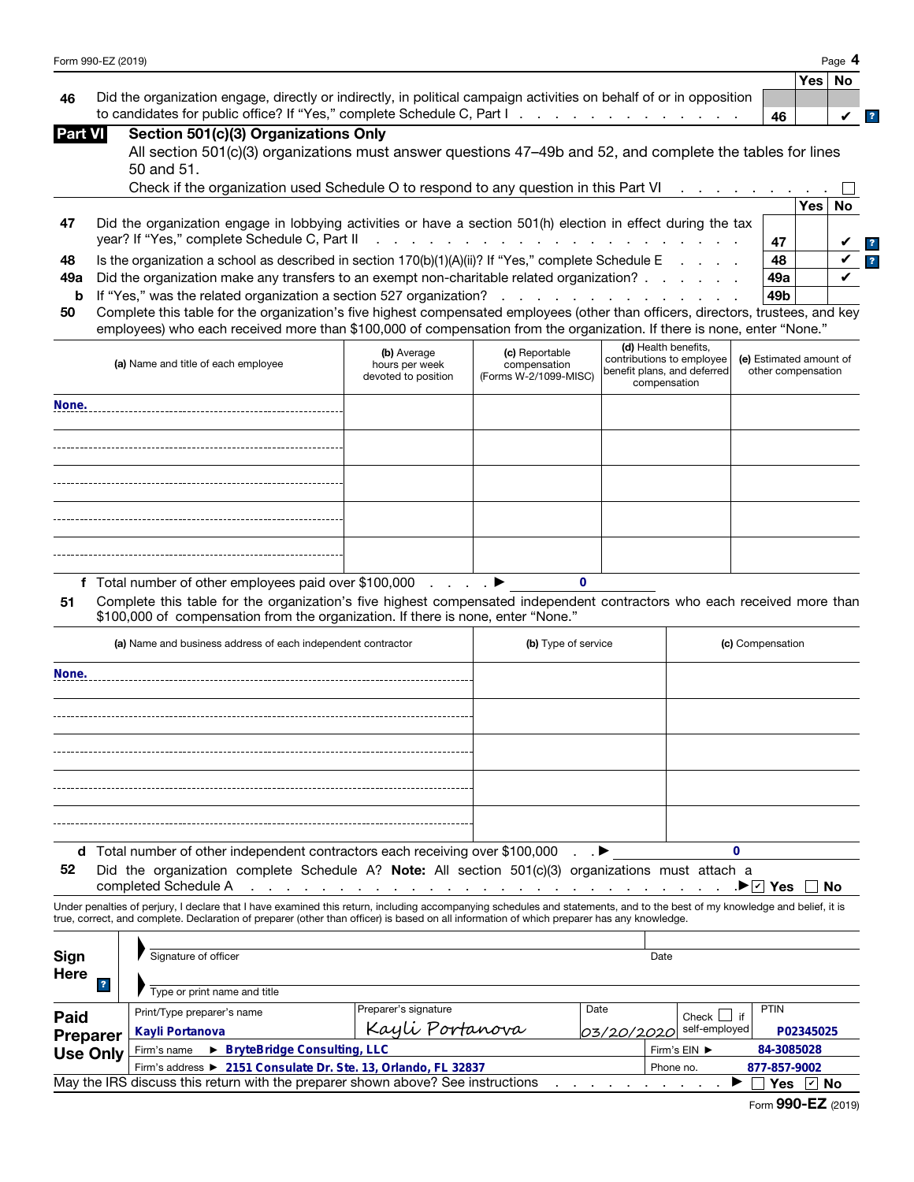Form 990-EZ (2019)

| | | | Yes | No |
|---|---|---|---|---|
| 46 | Did the organization engage, directly or indirectly, in political campaign activities on behalf of or in opposition to candidates for public office? If "Yes," complete Schedule C, Part I | 46 | | ✔ |

**Part VI** **Section 501(c)(3) Organizations Only**

All section 501(c)(3) organizations must answer questions 47–49b and 52, and complete the tables for lines 50 and 51.

Check if the organization used Schedule O to respond to any question in this Part VI ☐

| | | | Yes | No |
|---|---|---|---|---|
| 47 | Did the organization engage in lobbying activities or have a section 501(h) election in effect during the tax year? If "Yes," complete Schedule C, Part II | 47 | | ✔ |
| 48 | Is the organization a school as described in section 170(b)(1)(A)(ii)? If "Yes," complete Schedule E | 48 | | ✔ |
| 49a | Did the organization make any transfers to an exempt non-charitable related organization? | 49a | | ✔ |
| b | If "Yes," was the related organization a section 527 organization? | 49b | | |

**50** Complete this table for the organization's five highest compensated employees (other than officers, directors, trustees, and key employees) who each received more than $100,000 of compensation from the organization. If there is none, enter "None."

| (a) Name and title of each employee | (b) Average hours per week devoted to position | (c) Reportable compensation (Forms W-2/1099-MISC) | (d) Health benefits, contributions to employee benefit plans, and deferred compensation | (e) Estimated amount of other compensation |
|---|---|---|---|---|
| None. | | | | |
| | | | | |
| | | | | |
| | | | | |
| | | | | |

**f** Total number of other employees paid over $100,000 ▶ 0

**51** Complete this table for the organization's five highest compensated independent contractors who each received more than $100,000 of compensation from the organization. If there is none, enter "None."

| (a) Name and business address of each independent contractor | (b) Type of service | (c) Compensation |
|---|---|---|
| None. | | |
| | | |
| | | |
| | | |
| | | |

**d** Total number of other independent contractors each receiving over $100,000 ▶ 0

**52** Did the organization complete Schedule A? **Note:** All section 501(c)(3) organizations must attach a completed Schedule A ▶ ☑ Yes ☐ No

Under penalties of perjury, I declare that I have examined this return, including accompanying schedules and statements, and to the best of my knowledge and belief, it is true, correct, and complete. Declaration of preparer (other than officer) is based on all information of which preparer has any knowledge.

**Sign Here**

Signature of officer | Date

Type or print name and title

**Paid Preparer Use Only**

| Print/Type preparer's name | Preparer's signature | Date | Check ☐ if self-employed | PTIN |
|---|---|---|---|---|
| Kayli Portanova | Kayli Portanova | 03/20/2020 | | P02345025 |
| Firm's name ▶ BryteBridge Consulting, LLC | | | Firm's EIN ▶ | 84-3085028 |
| Firm's address ▶ 2151 Consulate Dr. Ste. 13, Orlando, FL 32837 | | | Phone no. | 877-857-9002 |

May the IRS discuss this return with the preparer shown above? See instructions ▶ ☐ Yes ☑ No

Form **990-EZ** (2019)